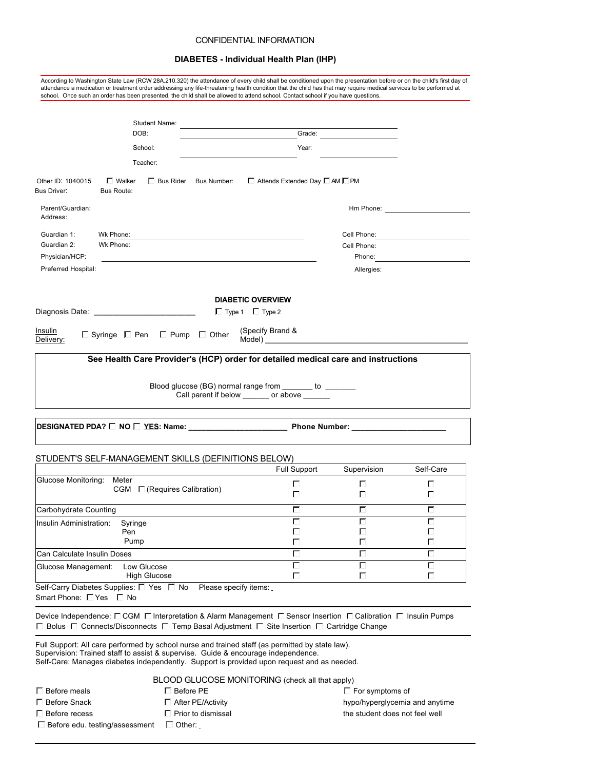CONFIDENTIAL INFORMATION

# DIABETES - Individual Health Plan (IHP)

According to Washington State Law (RCW 28A.210.320) the attendance of every child shall be conditioned upon the presentation before or on the child's first day of attendance a medication or treatment order addressing any life-threatening health condition that the child has that may require medical services to be performed at school. Once such an order has been presented, the child shall be allowed to attend school. Contact school if you have questions.

Student Name: ______________________

DOB: ______________________ Grade: ______________

School: ______________________ Year: ______________

Teacher:

Other ID: 1040015 ☐ Walker ☐ Bus Rider Bus Number: ☐ Attends Extended Day ☐ AM ☐ PM

Bus Driver: Bus Route:

Parent/Guardian: Hm Phone: ______________

Address:

Guardian 1: Wk Phone: ______________________ Cell Phone: ______________

Guardian 2: Wk Phone: Cell Phone:

Physician/HCP: ______________________ Phone: ______________

Preferred Hospital: Allergies:

## DIABETIC OVERVIEW

Diagnosis Date: ______________________ ☐ Type 1 ☐ Type 2

Insulin Delivery: ☐ Syringe ☐ Pen ☐ Pump ☐ Other (Specify Brand & Model) ______________________

**See Health Care Provider's (HCP) order for detailed medical care and instructions**

Blood glucose (BG) normal range from _______ to _______
Call parent if below ______ or above ______

**DESIGNATED PDA? ☐ NO ☐ YES: Name: ______________________ Phone Number: ______________________**

## STUDENT'S SELF-MANAGEMENT SKILLS (DEFINITIONS BELOW)

| | Full Support | Supervision | Self-Care |
|---|---|---|---|
| Glucose Monitoring: Meter | ☐ | ☐ | ☐ |
| CGM ☐ (Requires Calibration) | ☐ | ☐ | ☐ |
| Carbohydrate Counting | ☐ | ☐ | ☐ |
| Insulin Administration: Syringe | ☐ | ☐ | ☐ |
| Pen | ☐ | ☐ | ☐ |
| Pump | ☐ | ☐ | ☐ |
| Can Calculate Insulin Doses | ☐ | ☐ | ☐ |
| Glucose Management: Low Glucose | ☐ | ☐ | ☐ |
| High Glucose | ☐ | ☐ | ☐ |

Self-Carry Diabetes Supplies: ☐ Yes ☐ No Please specify items: _

Smart Phone: ☐ Yes ☐ No

Device Independence: ☐ CGM ☐ Interpretation & Alarm Management ☐ Sensor Insertion ☐ Calibration ☐ Insulin Pumps ☐ Bolus ☐ Connects/Disconnects ☐ Temp Basal Adjustment ☐ Site Insertion ☐ Cartridge Change

Full Support: All care performed by school nurse and trained staff (as permitted by state law).
Supervision: Trained staff to assist & supervise. Guide & encourage independence.
Self-Care: Manages diabetes independently. Support is provided upon request and as needed.

## BLOOD GLUCOSE MONITORING (check all that apply)

- ☐ Before meals
- ☐ Before Snack
- ☐ Before recess
- ☐ Before edu. testing/assessment
- ☐ Before PE
- ☐ After PE/Activity
- ☐ Prior to dismissal
- ☐ Other: _
- ☐ For symptoms of hypo/hyperglycemia and anytime the student does not feel well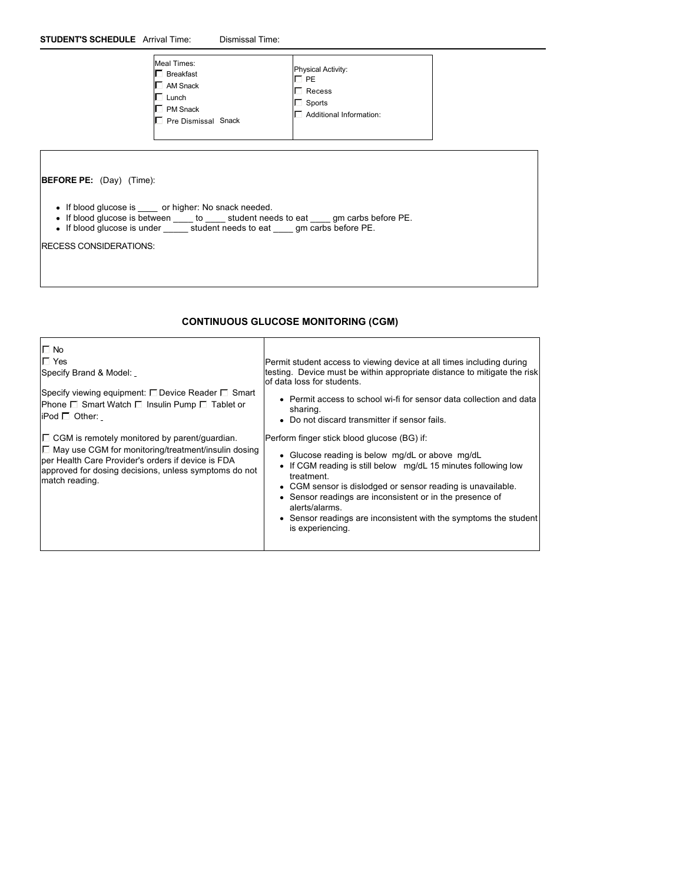**STUDENT'S SCHEDULE** Arrival Time: Dismissal Time:

| Meal Times: | Physical Activity: |
|---|---|
| ☐ Breakfast | ☐ PE |
| ☐ AM Snack | ☐ Recess |
| ☐ Lunch | ☐ Sports |
| ☐ PM Snack | ☐ Additional Information: |
| ☐ Pre Dismissal Snack | |

**BEFORE PE:** (Day) (Time):

- If blood glucose is ____ or higher: No snack needed.
- If blood glucose is between ____ to ____ student needs to eat ____ gm carbs before PE.
- If blood glucose is under _____ student needs to eat ____ gm carbs before PE.

RECESS CONSIDERATIONS:

## CONTINUOUS GLUCOSE MONITORING (CGM)

☐ No
☐ Yes
Specify Brand & Model: _

Specify viewing equipment: ☐ Device Reader ☐ Smart Phone ☐ Smart Watch ☐ Insulin Pump ☐ Tablet or iPod ☐ Other: _

☐ CGM is remotely monitored by parent/guardian.
☐ May use CGM for monitoring/treatment/insulin dosing per Health Care Provider's orders if device is FDA approved for dosing decisions, unless symptoms do not match reading.

Permit student access to viewing device at all times including during testing. Device must be within appropriate distance to mitigate the risk of data loss for students.

- Permit access to school wi-fi for sensor data collection and data sharing.
- Do not discard transmitter if sensor fails.

Perform finger stick blood glucose (BG) if:

- Glucose reading is below mg/dL or above mg/dL
- If CGM reading is still below mg/dL 15 minutes following low treatment.
- CGM sensor is dislodged or sensor reading is unavailable.
- Sensor readings are inconsistent or in the presence of alerts/alarms.
- Sensor readings are inconsistent with the symptoms the student is experiencing.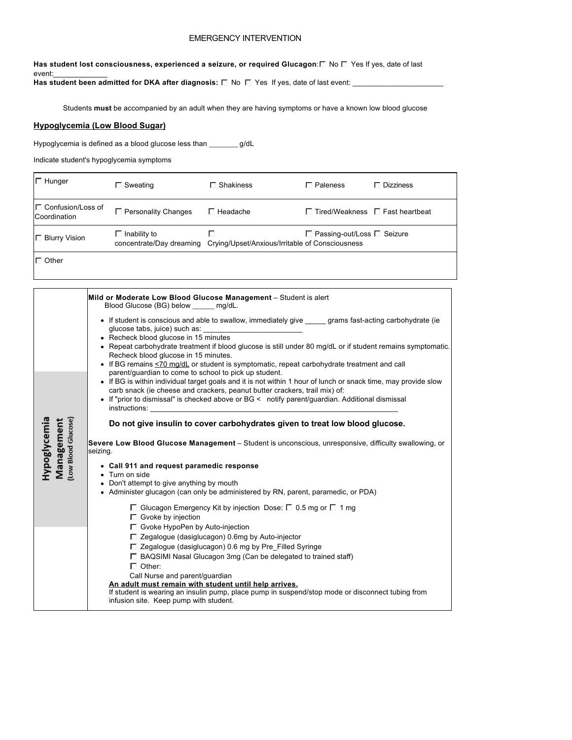# EMERGENCY INTERVENTION

**Has student lost consciousness, experienced a seizure, or required Glucagon**: ☐ No ☐ Yes If yes, date of last event:_____________

**Has student been admitted for DKA after diagnosis:** ☐ No ☐ Yes If yes, date of last event: ______________________

Students **must** be accompanied by an adult when they are having symptoms or have a known low blood glucose

## Hypoglycemia (Low Blood Sugar)

Hypoglycemia is defined as a blood glucose less than _______ g/dL

Indicate student's hypoglycemia symptoms

| | | | | |
|---|---|---|---|---|
| ☐ Hunger | ☐ Sweating | ☐ Shakiness | ☐ Paleness | ☐ Dizziness |
| ☐ Confusion/Loss of Coordination | ☐ Personality Changes | ☐ Headache | ☐ Tired/Weakness | ☐ Fast heartbeat |
| ☐ Blurry Vision | ☐ Inability to concentrate/Day dreaming | ☐ Crying/Upset/Anxious/Irritable | ☐ Passing-out/Loss of Consciousness | ☐ Seizure |
| ☐ Other | | | | |

| | |
|---|---|
| **Hypoglycemia Management (Low Blood Glucose)** | **Mild or Moderate Low Blood Glucose Management** – Student is alert<br>Blood Glucose (BG) below _____ mg/dL.<br>• If student is conscious and able to swallow, immediately give _____ grams fast-acting carbohydrate (ie glucose tabs, juice) such as: ________________________<br>• Recheck blood glucose in 15 minutes<br>• Repeat carbohydrate treatment if blood glucose is still under 80 mg/dL or if student remains symptomatic. Recheck blood glucose in 15 minutes.<br>• If BG remains <u>≤70 mg/dL</u> or student is symptomatic, repeat carbohydrate treatment and call parent/guardian to come to school to pick up student.<br>• If BG is within individual target goals and it is not within 1 hour of lunch or snack time, may provide slow carb snack (ie cheese and crackers, peanut butter crackers, trail mix) of:<br>• If "prior to dismissal" is checked above or BG < notify parent/guardian. Additional dismissal instructions: ____________________________________________________________<br>**Do not give insulin to cover carbohydrates given to treat low blood glucose.**<br><br>**Severe Low Blood Glucose Management** – Student is unconscious, unresponsive, difficulty swallowing, or seizing.<br>• **Call 911 and request paramedic response**<br>• Turn on side<br>• Don't attempt to give anything by mouth<br>• Administer glucagon (can only be administered by RN, parent, paramedic, or PDA)<br>☐ Glucagon Emergency Kit by injection Dose: ☐ 0.5 mg or ☐ 1 mg<br>☐ Gvoke by injection<br>☐ Gvoke HypoPen by Auto-injection<br>☐ Zegalogue (dasiglucagon) 0.6mg by Auto-injector<br>☐ Zegalogue (dasiglucagon) 0.6 mg by Pre_Filled Syringe<br>☐ BAQSIMI Nasal Glucagon 3mg (Can be delegated to trained staff)<br>☐ Other:<br>Call Nurse and parent/guardian<br>**<u>An adult must remain with student until help arrives.</u>**<br>If student is wearing an insulin pump, place pump in suspend/stop mode or disconnect tubing from infusion site. Keep pump with student. |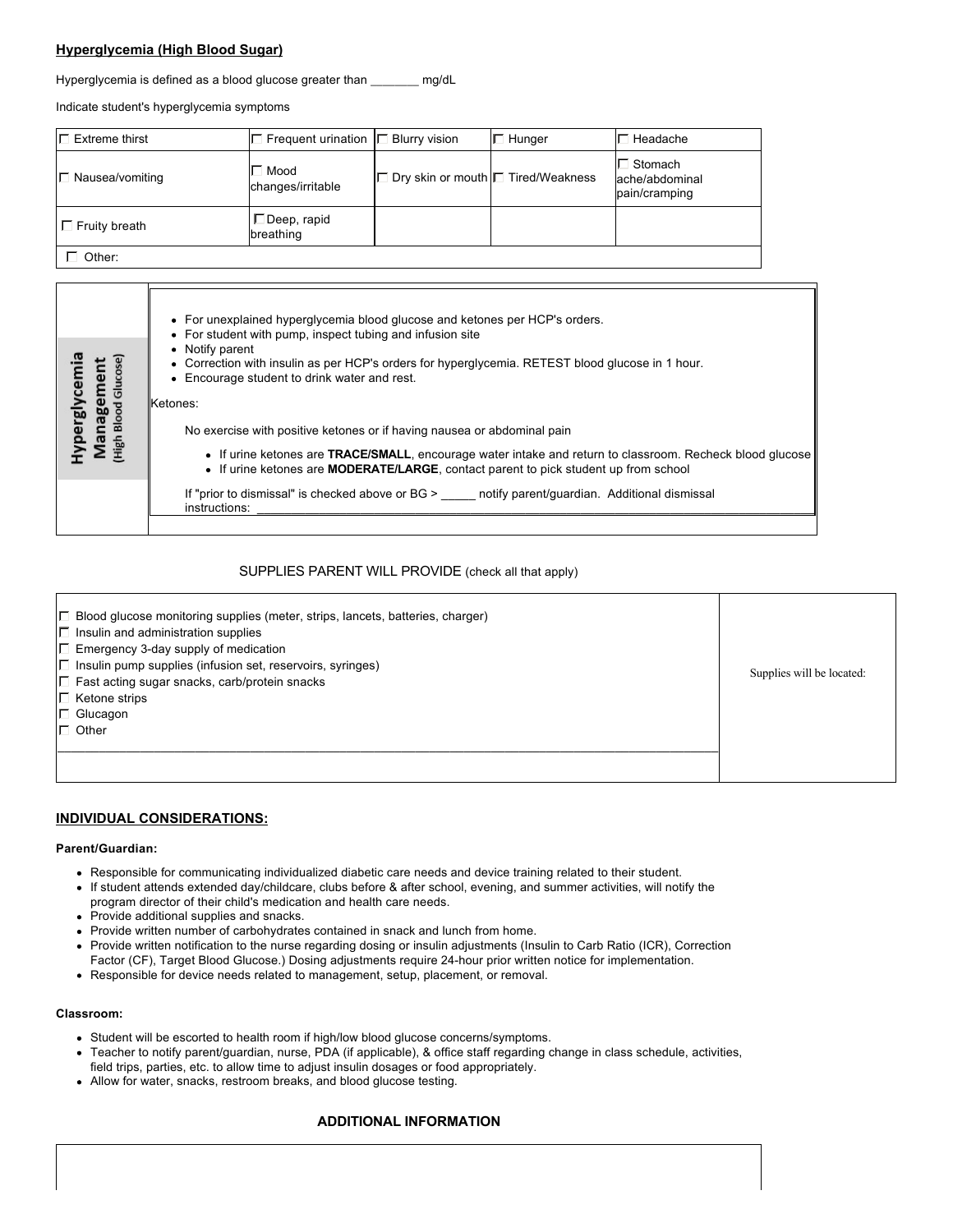**Hyperglycemia (High Blood Sugar)**

Hyperglycemia is defined as a blood glucose greater than _______ mg/dL

Indicate student's hyperglycemia symptoms

| | | | | |
|---|---|---|---|---|
| ☐ Extreme thirst | ☐ Frequent urination | ☐ Blurry vision | ☐ Hunger | ☐ Headache |
| ☐ Nausea/vomiting | ☐ Mood changes/irritable | ☐ Dry skin or mouth | ☐ Tired/Weakness | ☐ Stomach ache/abdominal pain/cramping |
| ☐ Fruity breath | ☐ Deep, rapid breathing | | | |
| ☐ Other: | | | | |

| Hyperglycemia Management (High Blood Glucose) | |
|---|---|
| | • For unexplained hyperglycemia blood glucose and ketones per HCP's orders.<br>• For student with pump, inspect tubing and infusion site<br>• Notify parent<br>• Correction with insulin as per HCP's orders for hyperglycemia. RETEST blood glucose in 1 hour.<br>• Encourage student to drink water and rest.<br><br>Ketones:<br><br>No exercise with positive ketones or if having nausea or abdominal pain<br><br>• If urine ketones are **TRACE/SMALL**, encourage water intake and return to classroom. Recheck blood glucose<br>• If urine ketones are **MODERATE/LARGE**, contact parent to pick student up from school<br><br>If "prior to dismissal" is checked above or BG > _____ notify parent/guardian. Additional dismissal instructions: ______________________________ |

SUPPLIES PARENT WILL PROVIDE (check all that apply)

| | |
|---|---|
| ☐ Blood glucose monitoring supplies (meter, strips, lancets, batteries, charger)<br>☐ Insulin and administration supplies<br>☐ Emergency 3-day supply of medication<br>☐ Insulin pump supplies (infusion set, reservoirs, syringes)<br>☐ Fast acting sugar snacks, carb/protein snacks<br>☐ Ketone strips<br>☐ Glucagon<br>☐ Other ______________________________ | Supplies will be located: |

**INDIVIDUAL CONSIDERATIONS:**

**Parent/Guardian:**

- Responsible for communicating individualized diabetic care needs and device training related to their student.
- If student attends extended day/childcare, clubs before & after school, evening, and summer activities, will notify the program director of their child's medication and health care needs.
- Provide additional supplies and snacks.
- Provide written number of carbohydrates contained in snack and lunch from home.
- Provide written notification to the nurse regarding dosing or insulin adjustments (Insulin to Carb Ratio (ICR), Correction Factor (CF), Target Blood Glucose.) Dosing adjustments require 24-hour prior written notice for implementation.
- Responsible for device needs related to management, setup, placement, or removal.

**Classroom:**

- Student will be escorted to health room if high/low blood glucose concerns/symptoms.
- Teacher to notify parent/guardian, nurse, PDA (if applicable), & office staff regarding change in class schedule, activities, field trips, parties, etc. to allow time to adjust insulin dosages or food appropriately.
- Allow for water, snacks, restroom breaks, and blood glucose testing.

**ADDITIONAL INFORMATION**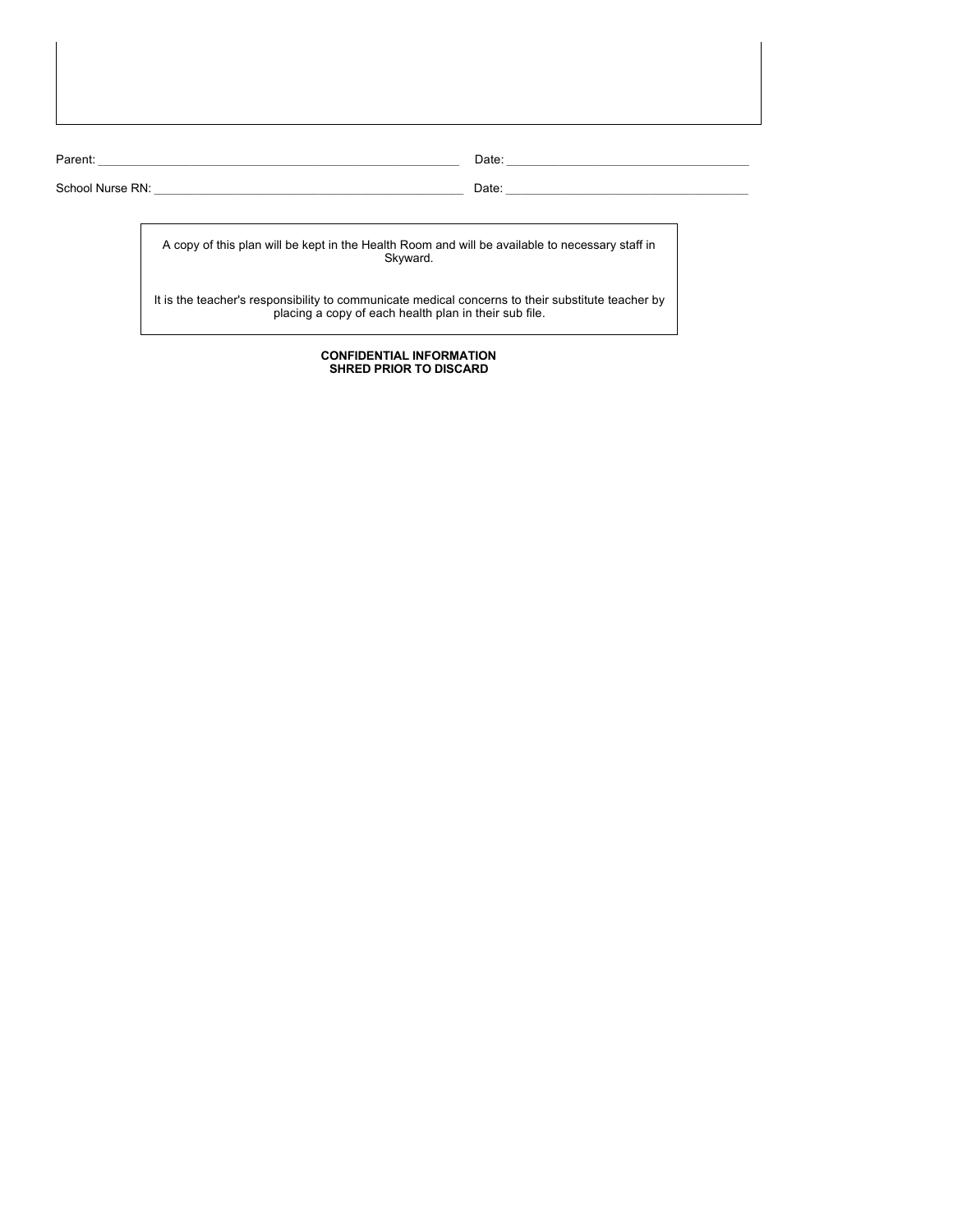Parent: ______________________________ Date: ______________________________

School Nurse RN: ______________________________ Date: ______________________________

A copy of this plan will be kept in the Health Room and will be available to necessary staff in Skyward.

It is the teacher's responsibility to communicate medical concerns to their substitute teacher by placing a copy of each health plan in their sub file.

**CONFIDENTIAL INFORMATION**
**SHRED PRIOR TO DISCARD**